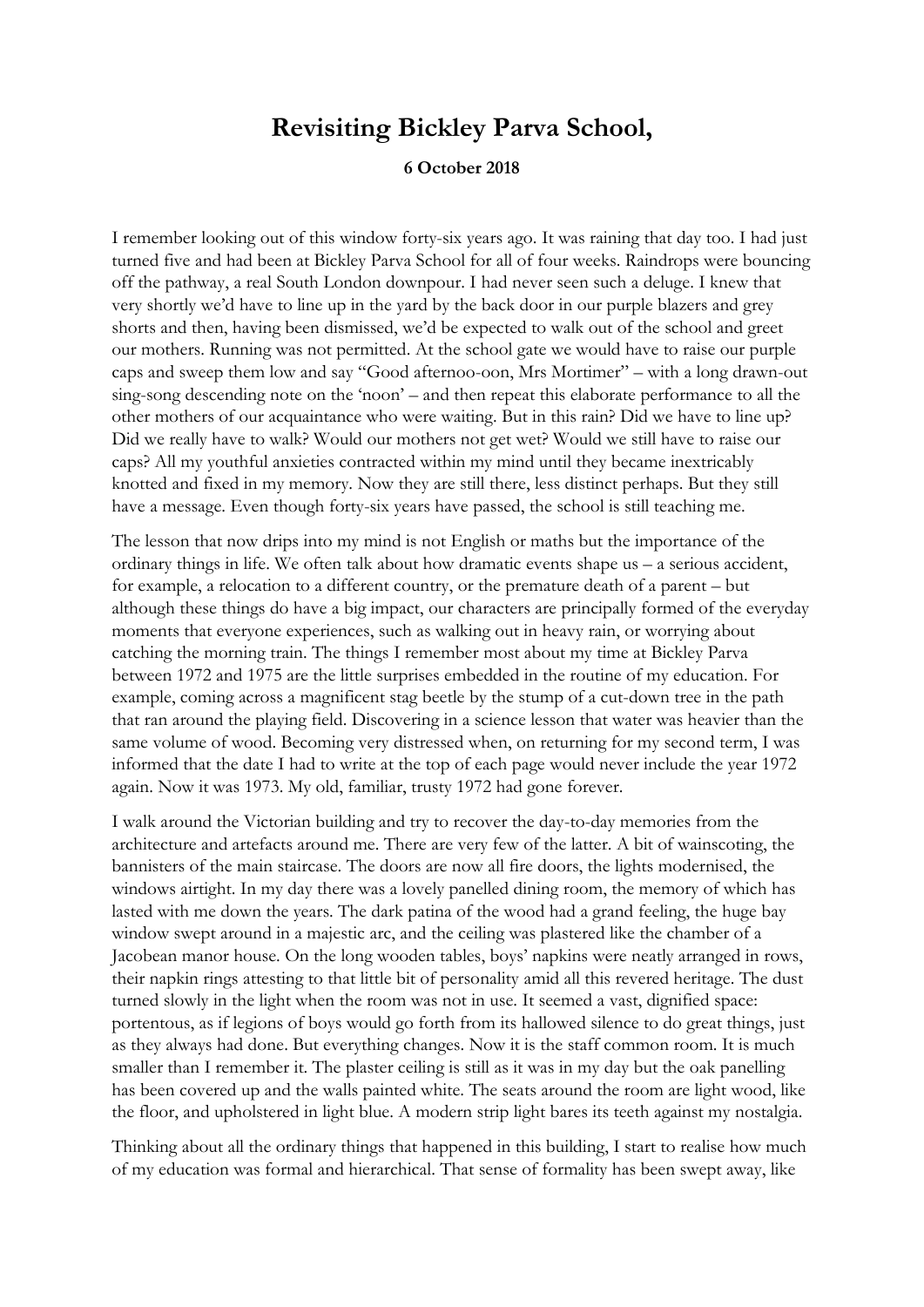# Revisiting Bickley Parva School,

**6 October 2018**

I remember looking out of this window forty-six years ago. It was raining that day too. I had just turned five and had been at Bickley Parva School for all of four weeks. Raindrops were bouncing off the pathway, a real South London downpour. I had never seen such a deluge. I knew that very shortly we'd have to line up in the yard by the back door in our purple blazers and grey shorts and then, having been dismissed, we'd be expected to walk out of the school and greet our mothers. Running was not permitted. At the school gate we would have to raise our purple caps and sweep them low and say "Good afternoo-oon, Mrs Mortimer" – with a long drawn-out sing-song descending note on the 'noon' – and then repeat this elaborate performance to all the other mothers of our acquaintance who were waiting. But in this rain? Did we have to line up? Did we really have to walk? Would our mothers not get wet? Would we still have to raise our caps? All my youthful anxieties contracted within my mind until they became inextricably knotted and fixed in my memory. Now they are still there, less distinct perhaps. But they still have a message. Even though forty-six years have passed, the school is still teaching me.

The lesson that now drips into my mind is not English or maths but the importance of the ordinary things in life. We often talk about how dramatic events shape us – a serious accident, for example, a relocation to a different country, or the premature death of a parent – but although these things do have a big impact, our characters are principally formed of the everyday moments that everyone experiences, such as walking out in heavy rain, or worrying about catching the morning train. The things I remember most about my time at Bickley Parva between 1972 and 1975 are the little surprises embedded in the routine of my education. For example, coming across a magnificent stag beetle by the stump of a cut-down tree in the path that ran around the playing field. Discovering in a science lesson that water was heavier than the same volume of wood. Becoming very distressed when, on returning for my second term, I was informed that the date I had to write at the top of each page would never include the year 1972 again. Now it was 1973. My old, familiar, trusty 1972 had gone forever.

I walk around the Victorian building and try to recover the day-to-day memories from the architecture and artefacts around me. There are very few of the latter. A bit of wainscoting, the bannisters of the main staircase. The doors are now all fire doors, the lights modernised, the windows airtight. In my day there was a lovely panelled dining room, the memory of which has lasted with me down the years. The dark patina of the wood had a grand feeling, the huge bay window swept around in a majestic arc, and the ceiling was plastered like the chamber of a Jacobean manor house. On the long wooden tables, boys' napkins were neatly arranged in rows, their napkin rings attesting to that little bit of personality amid all this revered heritage. The dust turned slowly in the light when the room was not in use. It seemed a vast, dignified space: portentous, as if legions of boys would go forth from its hallowed silence to do great things, just as they always had done. But everything changes. Now it is the staff common room. It is much smaller than I remember it. The plaster ceiling is still as it was in my day but the oak panelling has been covered up and the walls painted white. The seats around the room are light wood, like the floor, and upholstered in light blue. A modern strip light bares its teeth against my nostalgia.

Thinking about all the ordinary things that happened in this building, I start to realise how much of my education was formal and hierarchical. That sense of formality has been swept away, like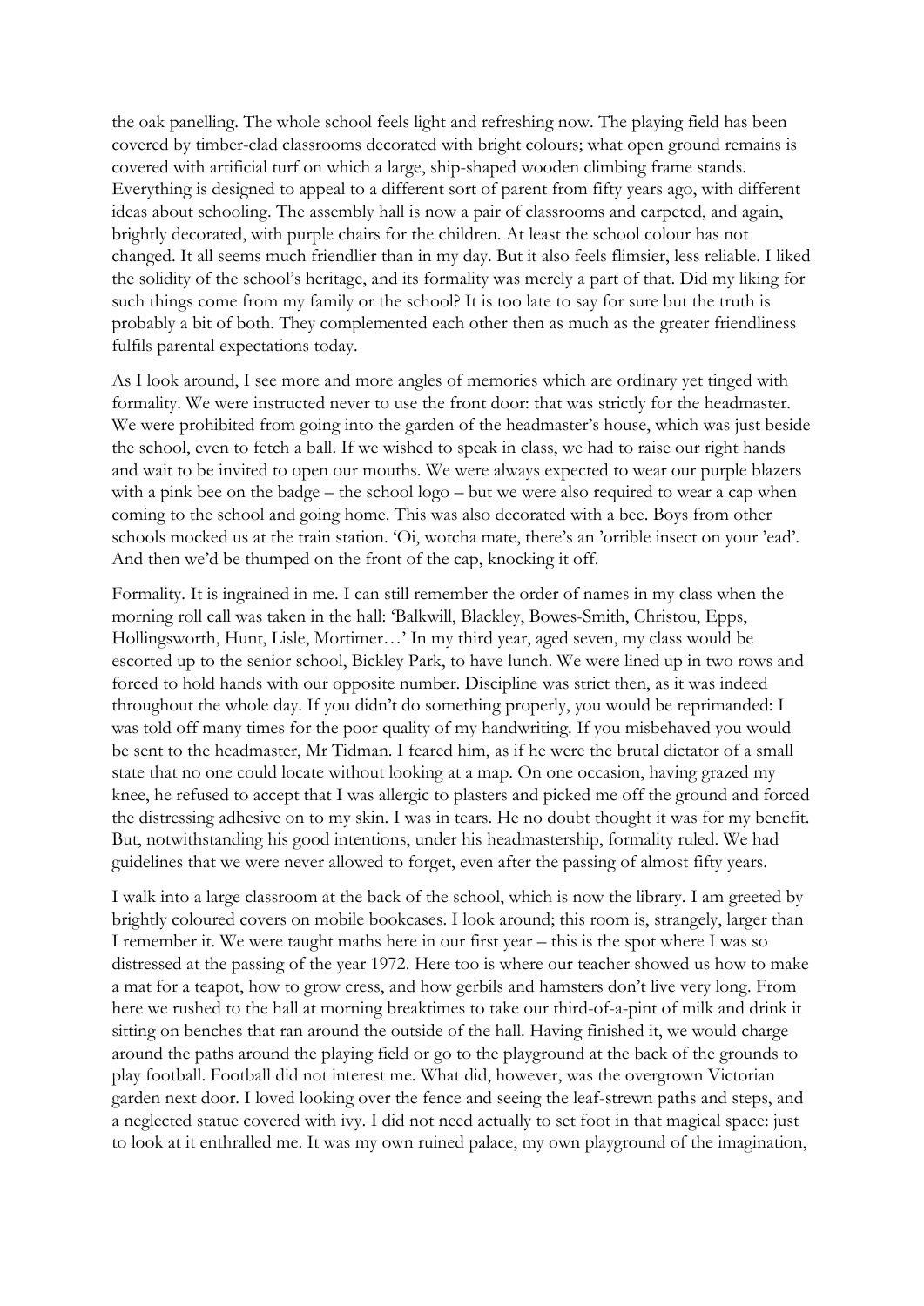the oak panelling. The whole school feels light and refreshing now. The playing field has been covered by timber-clad classrooms decorated with bright colours; what open ground remains is covered with artificial turf on which a large, ship-shaped wooden climbing frame stands. Everything is designed to appeal to a different sort of parent from fifty years ago, with different ideas about schooling. The assembly hall is now a pair of classrooms and carpeted, and again, brightly decorated, with purple chairs for the children. At least the school colour has not changed. It all seems much friendlier than in my day. But it also feels flimsier, less reliable. I liked the solidity of the school's heritage, and its formality was merely a part of that. Did my liking for such things come from my family or the school? It is too late to say for sure but the truth is probably a bit of both. They complemented each other then as much as the greater friendliness fulfils parental expectations today.

As I look around, I see more and more angles of memories which are ordinary yet tinged with formality. We were instructed never to use the front door: that was strictly for the headmaster. We were prohibited from going into the garden of the headmaster's house, which was just beside the school, even to fetch a ball. If we wished to speak in class, we had to raise our right hands and wait to be invited to open our mouths. We were always expected to wear our purple blazers with a pink bee on the badge – the school logo – but we were also required to wear a cap when coming to the school and going home. This was also decorated with a bee. Boys from other schools mocked us at the train station. 'Oi, wotcha mate, there's an 'orrible insect on your 'ead'. And then we'd be thumped on the front of the cap, knocking it off.

Formality. It is ingrained in me. I can still remember the order of names in my class when the morning roll call was taken in the hall: 'Balkwill, Blackley, Bowes-Smith, Christou, Epps, Hollingsworth, Hunt, Lisle, Mortimer…' In my third year, aged seven, my class would be escorted up to the senior school, Bickley Park, to have lunch. We were lined up in two rows and forced to hold hands with our opposite number. Discipline was strict then, as it was indeed throughout the whole day. If you didn't do something properly, you would be reprimanded: I was told off many times for the poor quality of my handwriting. If you misbehaved you would be sent to the headmaster, Mr Tidman. I feared him, as if he were the brutal dictator of a small state that no one could locate without looking at a map. On one occasion, having grazed my knee, he refused to accept that I was allergic to plasters and picked me off the ground and forced the distressing adhesive on to my skin. I was in tears. He no doubt thought it was for my benefit. But, notwithstanding his good intentions, under his headmastership, formality ruled. We had guidelines that we were never allowed to forget, even after the passing of almost fifty years.

I walk into a large classroom at the back of the school, which is now the library. I am greeted by brightly coloured covers on mobile bookcases. I look around; this room is, strangely, larger than I remember it. We were taught maths here in our first year – this is the spot where I was so distressed at the passing of the year 1972. Here too is where our teacher showed us how to make a mat for a teapot, how to grow cress, and how gerbils and hamsters don't live very long. From here we rushed to the hall at morning breaktimes to take our third-of-a-pint of milk and drink it sitting on benches that ran around the outside of the hall. Having finished it, we would charge around the paths around the playing field or go to the playground at the back of the grounds to play football. Football did not interest me. What did, however, was the overgrown Victorian garden next door. I loved looking over the fence and seeing the leaf-strewn paths and steps, and a neglected statue covered with ivy. I did not need actually to set foot in that magical space: just to look at it enthralled me. It was my own ruined palace, my own playground of the imagination,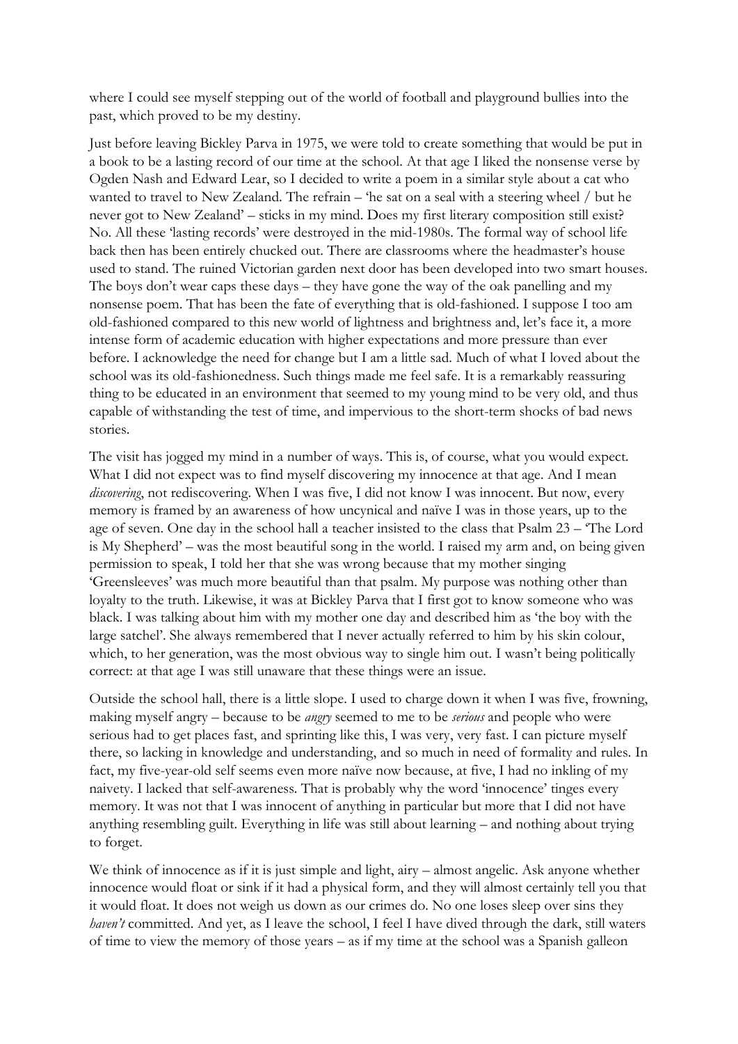where I could see myself stepping out of the world of football and playground bullies into the past, which proved to be my destiny.

Just before leaving Bickley Parva in 1975, we were told to create something that would be put in a book to be a lasting record of our time at the school. At that age I liked the nonsense verse by Ogden Nash and Edward Lear, so I decided to write a poem in a similar style about a cat who wanted to travel to New Zealand. The refrain – 'he sat on a seal with a steering wheel / but he never got to New Zealand' – sticks in my mind. Does my first literary composition still exist? No. All these 'lasting records' were destroyed in the mid-1980s. The formal way of school life back then has been entirely chucked out. There are classrooms where the headmaster's house used to stand. The ruined Victorian garden next door has been developed into two smart houses. The boys don't wear caps these days – they have gone the way of the oak panelling and my nonsense poem. That has been the fate of everything that is old-fashioned. I suppose I too am old-fashioned compared to this new world of lightness and brightness and, let's face it, a more intense form of academic education with higher expectations and more pressure than ever before. I acknowledge the need for change but I am a little sad. Much of what I loved about the school was its old-fashionedness. Such things made me feel safe. It is a remarkably reassuring thing to be educated in an environment that seemed to my young mind to be very old, and thus capable of withstanding the test of time, and impervious to the short-term shocks of bad news stories.

The visit has jogged my mind in a number of ways. This is, of course, what you would expect. What I did not expect was to find myself discovering my innocence at that age. And I mean *discovering*, not rediscovering. When I was five, I did not know I was innocent. But now, every memory is framed by an awareness of how uncynical and naïve I was in those years, up to the age of seven. One day in the school hall a teacher insisted to the class that Psalm 23 – 'The Lord is My Shepherd' – was the most beautiful song in the world. I raised my arm and, on being given permission to speak, I told her that she was wrong because that my mother singing 'Greensleeves' was much more beautiful than that psalm. My purpose was nothing other than loyalty to the truth. Likewise, it was at Bickley Parva that I first got to know someone who was black. I was talking about him with my mother one day and described him as 'the boy with the large satchel'. She always remembered that I never actually referred to him by his skin colour, which, to her generation, was the most obvious way to single him out. I wasn't being politically correct: at that age I was still unaware that these things were an issue.

Outside the school hall, there is a little slope. I used to charge down it when I was five, frowning, making myself angry – because to be *angry* seemed to me to be *serious* and people who were serious had to get places fast, and sprinting like this, I was very, very fast. I can picture myself there, so lacking in knowledge and understanding, and so much in need of formality and rules. In fact, my five-year-old self seems even more naïve now because, at five, I had no inkling of my naivety. I lacked that self-awareness. That is probably why the word 'innocence' tinges every memory. It was not that I was innocent of anything in particular but more that I did not have anything resembling guilt. Everything in life was still about learning – and nothing about trying to forget.

We think of innocence as if it is just simple and light, airy – almost angelic. Ask anyone whether innocence would float or sink if it had a physical form, and they will almost certainly tell you that it would float. It does not weigh us down as our crimes do. No one loses sleep over sins they *haven't* committed. And yet, as I leave the school, I feel I have dived through the dark, still waters of time to view the memory of those years – as if my time at the school was a Spanish galleon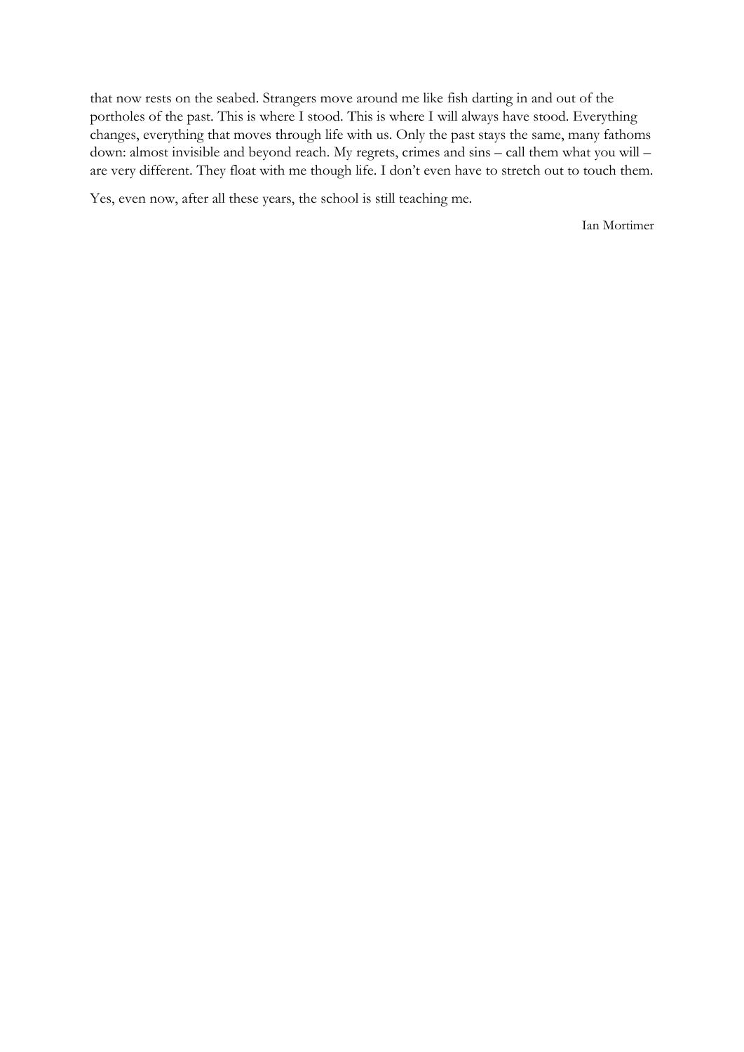that now rests on the seabed. Strangers move around me like fish darting in and out of the portholes of the past. This is where I stood. This is where I will always have stood. Everything changes, everything that moves through life with us. Only the past stays the same, many fathoms down: almost invisible and beyond reach. My regrets, crimes and sins – call them what you will – are very different. They float with me though life. I don't even have to stretch out to touch them.

Yes, even now, after all these years, the school is still teaching me.

Ian Mortimer